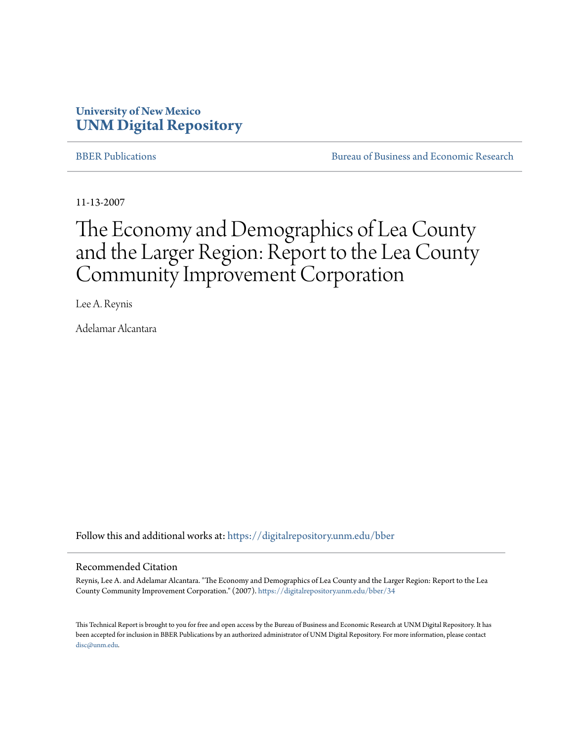University of New Mexico
**UNM Digital Repository**

BBER Publications | Bureau of Business and Economic Research

11-13-2007

# The Economy and Demographics of Lea County and the Larger Region: Report to the Lea County Community Improvement Corporation

Lee A. Reynis

Adelamar Alcantara

Follow this and additional works at: https://digitalrepository.unm.edu/bber

## Recommended Citation

Reynis, Lee A. and Adelamar Alcantara. "The Economy and Demographics of Lea County and the Larger Region: Report to the Lea County Community Improvement Corporation." (2007). https://digitalrepository.unm.edu/bber/34

This Technical Report is brought to you for free and open access by the Bureau of Business and Economic Research at UNM Digital Repository. It has been accepted for inclusion in BBER Publications by an authorized administrator of UNM Digital Repository. For more information, please contact disc@unm.edu.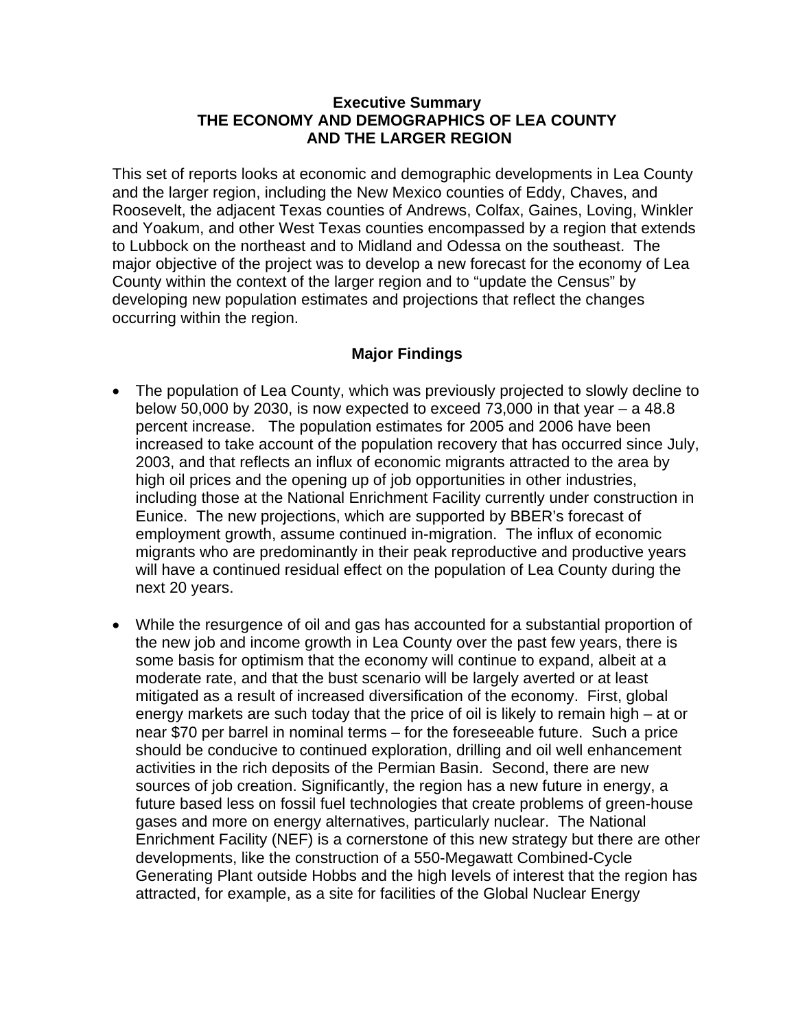**Executive Summary**
**THE ECONOMY AND DEMOGRAPHICS OF LEA COUNTY AND THE LARGER REGION**

This set of reports looks at economic and demographic developments in Lea County and the larger region, including the New Mexico counties of Eddy, Chaves, and Roosevelt, the adjacent Texas counties of Andrews, Colfax, Gaines, Loving, Winkler and Yoakum, and other West Texas counties encompassed by a region that extends to Lubbock on the northeast and to Midland and Odessa on the southeast. The major objective of the project was to develop a new forecast for the economy of Lea County within the context of the larger region and to "update the Census" by developing new population estimates and projections that reflect the changes occurring within the region.

**Major Findings**

- The population of Lea County, which was previously projected to slowly decline to below 50,000 by 2030, is now expected to exceed 73,000 in that year – a 48.8 percent increase. The population estimates for 2005 and 2006 have been increased to take account of the population recovery that has occurred since July, 2003, and that reflects an influx of economic migrants attracted to the area by high oil prices and the opening up of job opportunities in other industries, including those at the National Enrichment Facility currently under construction in Eunice. The new projections, which are supported by BBER's forecast of employment growth, assume continued in-migration. The influx of economic migrants who are predominantly in their peak reproductive and productive years will have a continued residual effect on the population of Lea County during the next 20 years.

- While the resurgence of oil and gas has accounted for a substantial proportion of the new job and income growth in Lea County over the past few years, there is some basis for optimism that the economy will continue to expand, albeit at a moderate rate, and that the bust scenario will be largely averted or at least mitigated as a result of increased diversification of the economy. First, global energy markets are such today that the price of oil is likely to remain high – at or near $70 per barrel in nominal terms – for the foreseeable future. Such a price should be conducive to continued exploration, drilling and oil well enhancement activities in the rich deposits of the Permian Basin. Second, there are new sources of job creation. Significantly, the region has a new future in energy, a future based less on fossil fuel technologies that create problems of green-house gases and more on energy alternatives, particularly nuclear. The National Enrichment Facility (NEF) is a cornerstone of this new strategy but there are other developments, like the construction of a 550-Megawatt Combined-Cycle Generating Plant outside Hobbs and the high levels of interest that the region has attracted, for example, as a site for facilities of the Global Nuclear Energy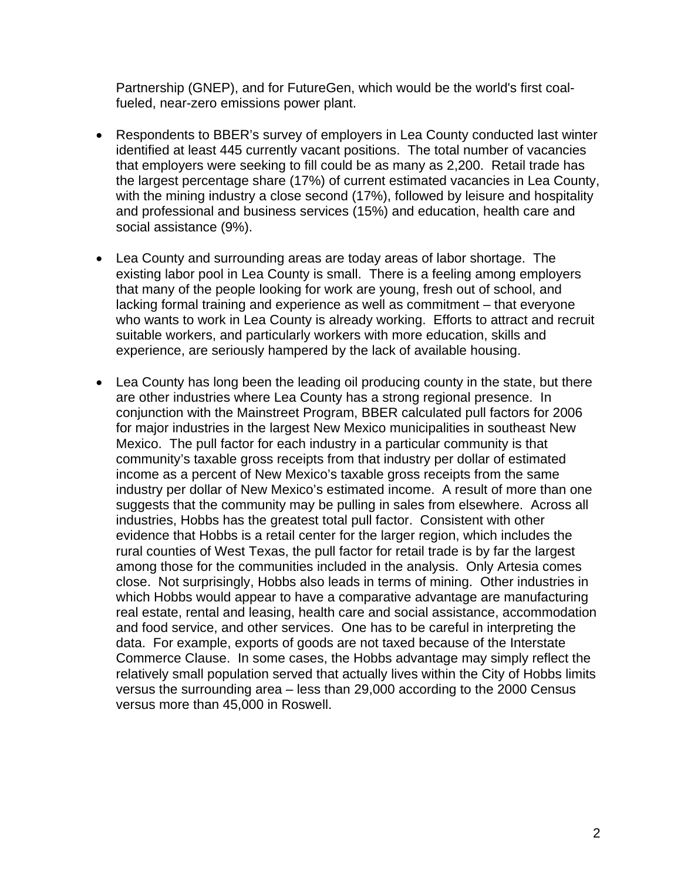Partnership (GNEP), and for FutureGen, which would be the world's first coal-fueled, near-zero emissions power plant.

- Respondents to BBER's survey of employers in Lea County conducted last winter identified at least 445 currently vacant positions. The total number of vacancies that employers were seeking to fill could be as many as 2,200. Retail trade has the largest percentage share (17%) of current estimated vacancies in Lea County, with the mining industry a close second (17%), followed by leisure and hospitality and professional and business services (15%) and education, health care and social assistance (9%).

- Lea County and surrounding areas are today areas of labor shortage. The existing labor pool in Lea County is small. There is a feeling among employers that many of the people looking for work are young, fresh out of school, and lacking formal training and experience as well as commitment – that everyone who wants to work in Lea County is already working. Efforts to attract and recruit suitable workers, and particularly workers with more education, skills and experience, are seriously hampered by the lack of available housing.

- Lea County has long been the leading oil producing county in the state, but there are other industries where Lea County has a strong regional presence. In conjunction with the Mainstreet Program, BBER calculated pull factors for 2006 for major industries in the largest New Mexico municipalities in southeast New Mexico. The pull factor for each industry in a particular community is that community's taxable gross receipts from that industry per dollar of estimated income as a percent of New Mexico's taxable gross receipts from the same industry per dollar of New Mexico's estimated income. A result of more than one suggests that the community may be pulling in sales from elsewhere. Across all industries, Hobbs has the greatest total pull factor. Consistent with other evidence that Hobbs is a retail center for the larger region, which includes the rural counties of West Texas, the pull factor for retail trade is by far the largest among those for the communities included in the analysis. Only Artesia comes close. Not surprisingly, Hobbs also leads in terms of mining. Other industries in which Hobbs would appear to have a comparative advantage are manufacturing real estate, rental and leasing, health care and social assistance, accommodation and food service, and other services. One has to be careful in interpreting the data. For example, exports of goods are not taxed because of the Interstate Commerce Clause. In some cases, the Hobbs advantage may simply reflect the relatively small population served that actually lives within the City of Hobbs limits versus the surrounding area – less than 29,000 according to the 2000 Census versus more than 45,000 in Roswell.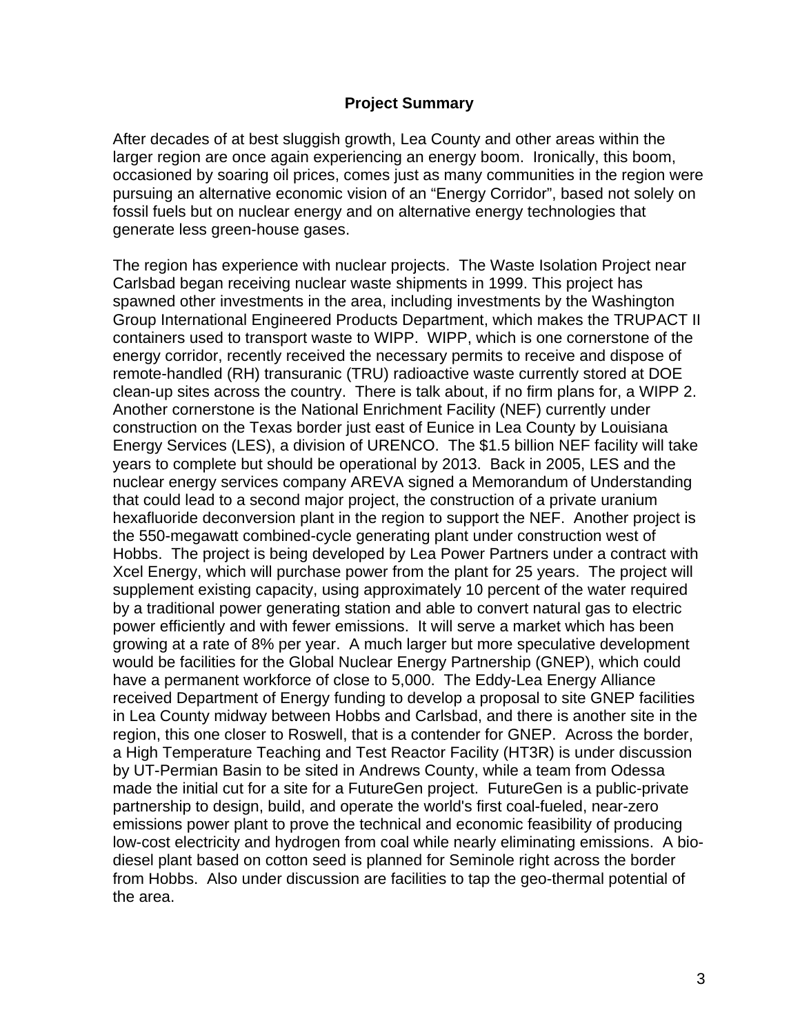## Project Summary

After decades of at best sluggish growth, Lea County and other areas within the larger region are once again experiencing an energy boom. Ironically, this boom, occasioned by soaring oil prices, comes just as many communities in the region were pursuing an alternative economic vision of an "Energy Corridor", based not solely on fossil fuels but on nuclear energy and on alternative energy technologies that generate less green-house gases.

The region has experience with nuclear projects. The Waste Isolation Project near Carlsbad began receiving nuclear waste shipments in 1999. This project has spawned other investments in the area, including investments by the Washington Group International Engineered Products Department, which makes the TRUPACT II containers used to transport waste to WIPP. WIPP, which is one cornerstone of the energy corridor, recently received the necessary permits to receive and dispose of remote-handled (RH) transuranic (TRU) radioactive waste currently stored at DOE clean-up sites across the country. There is talk about, if no firm plans for, a WIPP 2. Another cornerstone is the National Enrichment Facility (NEF) currently under construction on the Texas border just east of Eunice in Lea County by Louisiana Energy Services (LES), a division of URENCO. The $1.5 billion NEF facility will take years to complete but should be operational by 2013. Back in 2005, LES and the nuclear energy services company AREVA signed a Memorandum of Understanding that could lead to a second major project, the construction of a private uranium hexafluoride deconversion plant in the region to support the NEF. Another project is the 550-megawatt combined-cycle generating plant under construction west of Hobbs. The project is being developed by Lea Power Partners under a contract with Xcel Energy, which will purchase power from the plant for 25 years. The project will supplement existing capacity, using approximately 10 percent of the water required by a traditional power generating station and able to convert natural gas to electric power efficiently and with fewer emissions. It will serve a market which has been growing at a rate of 8% per year. A much larger but more speculative development would be facilities for the Global Nuclear Energy Partnership (GNEP), which could have a permanent workforce of close to 5,000. The Eddy-Lea Energy Alliance received Department of Energy funding to develop a proposal to site GNEP facilities in Lea County midway between Hobbs and Carlsbad, and there is another site in the region, this one closer to Roswell, that is a contender for GNEP. Across the border, a High Temperature Teaching and Test Reactor Facility (HT3R) is under discussion by UT-Permian Basin to be sited in Andrews County, while a team from Odessa made the initial cut for a site for a FutureGen project. FutureGen is a public-private partnership to design, build, and operate the world's first coal-fueled, near-zero emissions power plant to prove the technical and economic feasibility of producing low-cost electricity and hydrogen from coal while nearly eliminating emissions. A bio-diesel plant based on cotton seed is planned for Seminole right across the border from Hobbs. Also under discussion are facilities to tap the geo-thermal potential of the area.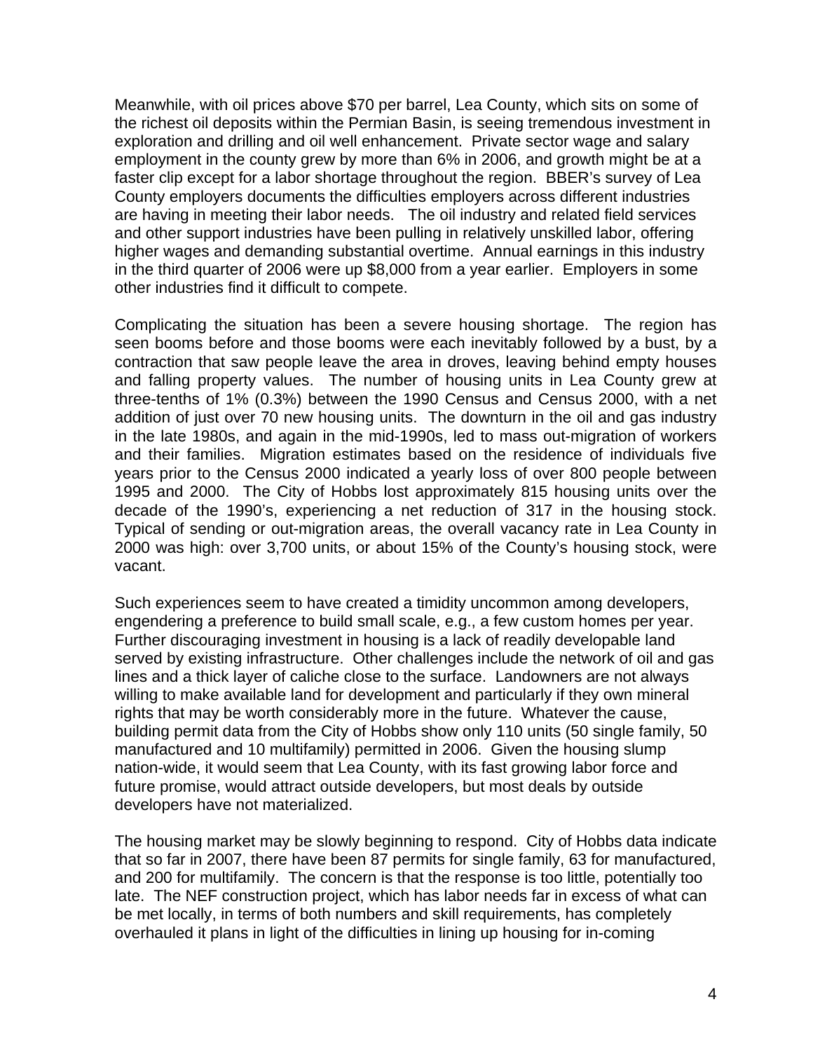Meanwhile, with oil prices above $70 per barrel, Lea County, which sits on some of the richest oil deposits within the Permian Basin, is seeing tremendous investment in exploration and drilling and oil well enhancement. Private sector wage and salary employment in the county grew by more than 6% in 2006, and growth might be at a faster clip except for a labor shortage throughout the region. BBER's survey of Lea County employers documents the difficulties employers across different industries are having in meeting their labor needs. The oil industry and related field services and other support industries have been pulling in relatively unskilled labor, offering higher wages and demanding substantial overtime. Annual earnings in this industry in the third quarter of 2006 were up $8,000 from a year earlier. Employers in some other industries find it difficult to compete.

Complicating the situation has been a severe housing shortage. The region has seen booms before and those booms were each inevitably followed by a bust, by a contraction that saw people leave the area in droves, leaving behind empty houses and falling property values. The number of housing units in Lea County grew at three-tenths of 1% (0.3%) between the 1990 Census and Census 2000, with a net addition of just over 70 new housing units. The downturn in the oil and gas industry in the late 1980s, and again in the mid-1990s, led to mass out-migration of workers and their families. Migration estimates based on the residence of individuals five years prior to the Census 2000 indicated a yearly loss of over 800 people between 1995 and 2000. The City of Hobbs lost approximately 815 housing units over the decade of the 1990's, experiencing a net reduction of 317 in the housing stock. Typical of sending or out-migration areas, the overall vacancy rate in Lea County in 2000 was high: over 3,700 units, or about 15% of the County's housing stock, were vacant.

Such experiences seem to have created a timidity uncommon among developers, engendering a preference to build small scale, e.g., a few custom homes per year. Further discouraging investment in housing is a lack of readily developable land served by existing infrastructure. Other challenges include the network of oil and gas lines and a thick layer of caliche close to the surface. Landowners are not always willing to make available land for development and particularly if they own mineral rights that may be worth considerably more in the future. Whatever the cause, building permit data from the City of Hobbs show only 110 units (50 single family, 50 manufactured and 10 multifamily) permitted in 2006. Given the housing slump nation-wide, it would seem that Lea County, with its fast growing labor force and future promise, would attract outside developers, but most deals by outside developers have not materialized.

The housing market may be slowly beginning to respond. City of Hobbs data indicate that so far in 2007, there have been 87 permits for single family, 63 for manufactured, and 200 for multifamily. The concern is that the response is too little, potentially too late. The NEF construction project, which has labor needs far in excess of what can be met locally, in terms of both numbers and skill requirements, has completely overhauled it plans in light of the difficulties in lining up housing for in-coming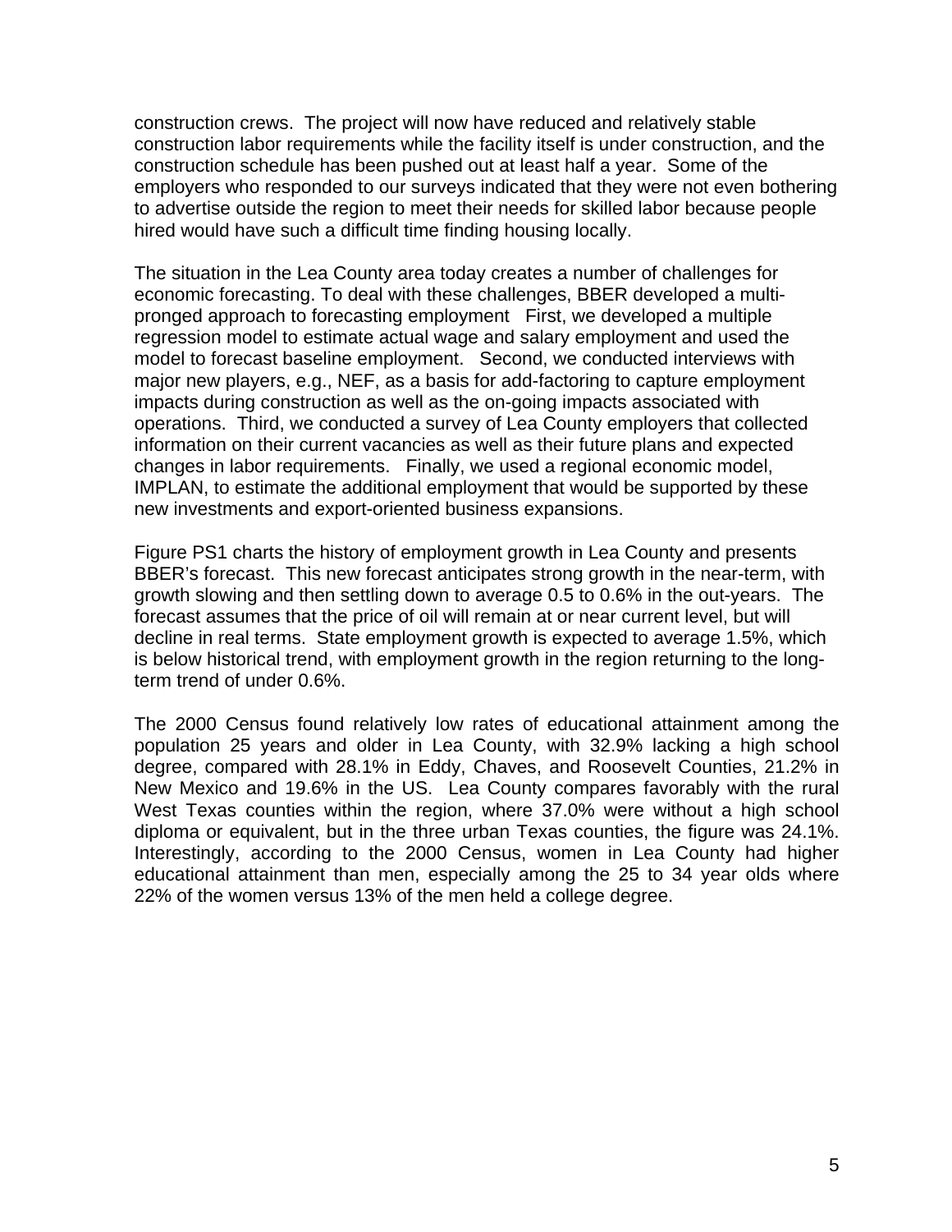construction crews. The project will now have reduced and relatively stable construction labor requirements while the facility itself is under construction, and the construction schedule has been pushed out at least half a year. Some of the employers who responded to our surveys indicated that they were not even bothering to advertise outside the region to meet their needs for skilled labor because people hired would have such a difficult time finding housing locally.

The situation in the Lea County area today creates a number of challenges for economic forecasting. To deal with these challenges, BBER developed a multi-pronged approach to forecasting employment First, we developed a multiple regression model to estimate actual wage and salary employment and used the model to forecast baseline employment. Second, we conducted interviews with major new players, e.g., NEF, as a basis for add-factoring to capture employment impacts during construction as well as the on-going impacts associated with operations. Third, we conducted a survey of Lea County employers that collected information on their current vacancies as well as their future plans and expected changes in labor requirements. Finally, we used a regional economic model, IMPLAN, to estimate the additional employment that would be supported by these new investments and export-oriented business expansions.

Figure PS1 charts the history of employment growth in Lea County and presents BBER's forecast. This new forecast anticipates strong growth in the near-term, with growth slowing and then settling down to average 0.5 to 0.6% in the out-years. The forecast assumes that the price of oil will remain at or near current level, but will decline in real terms. State employment growth is expected to average 1.5%, which is below historical trend, with employment growth in the region returning to the long-term trend of under 0.6%.

The 2000 Census found relatively low rates of educational attainment among the population 25 years and older in Lea County, with 32.9% lacking a high school degree, compared with 28.1% in Eddy, Chaves, and Roosevelt Counties, 21.2% in New Mexico and 19.6% in the US. Lea County compares favorably with the rural West Texas counties within the region, where 37.0% were without a high school diploma or equivalent, but in the three urban Texas counties, the figure was 24.1%. Interestingly, according to the 2000 Census, women in Lea County had higher educational attainment than men, especially among the 25 to 34 year olds where 22% of the women versus 13% of the men held a college degree.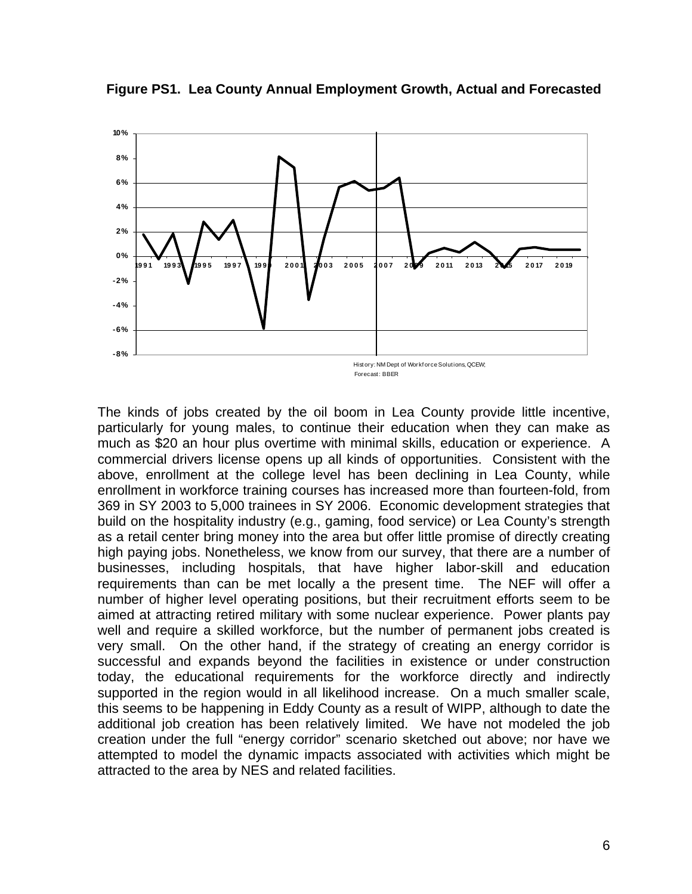**Figure PS1. Lea County Annual Employment Growth, Actual and Forecasted**

History: NM Dept of Workforce Solutions, QCEW;
Forecast: BBER

The kinds of jobs created by the oil boom in Lea County provide little incentive, particularly for young males, to continue their education when they can make as much as $20 an hour plus overtime with minimal skills, education or experience. A commercial drivers license opens up all kinds of opportunities. Consistent with the above, enrollment at the college level has been declining in Lea County, while enrollment in workforce training courses has increased more than fourteen-fold, from 369 in SY 2003 to 5,000 trainees in SY 2006. Economic development strategies that build on the hospitality industry (e.g., gaming, food service) or Lea County's strength as a retail center bring money into the area but offer little promise of directly creating high paying jobs. Nonetheless, we know from our survey, that there are a number of businesses, including hospitals, that have higher labor-skill and education requirements than can be met locally a the present time. The NEF will offer a number of higher level operating positions, but their recruitment efforts seem to be aimed at attracting retired military with some nuclear experience. Power plants pay well and require a skilled workforce, but the number of permanent jobs created is very small. On the other hand, if the strategy of creating an energy corridor is successful and expands beyond the facilities in existence or under construction today, the educational requirements for the workforce directly and indirectly supported in the region would in all likelihood increase. On a much smaller scale, this seems to be happening in Eddy County as a result of WIPP, although to date the additional job creation has been relatively limited. We have not modeled the job creation under the full "energy corridor" scenario sketched out above; nor have we attempted to model the dynamic impacts associated with activities which might be attracted to the area by NES and related facilities.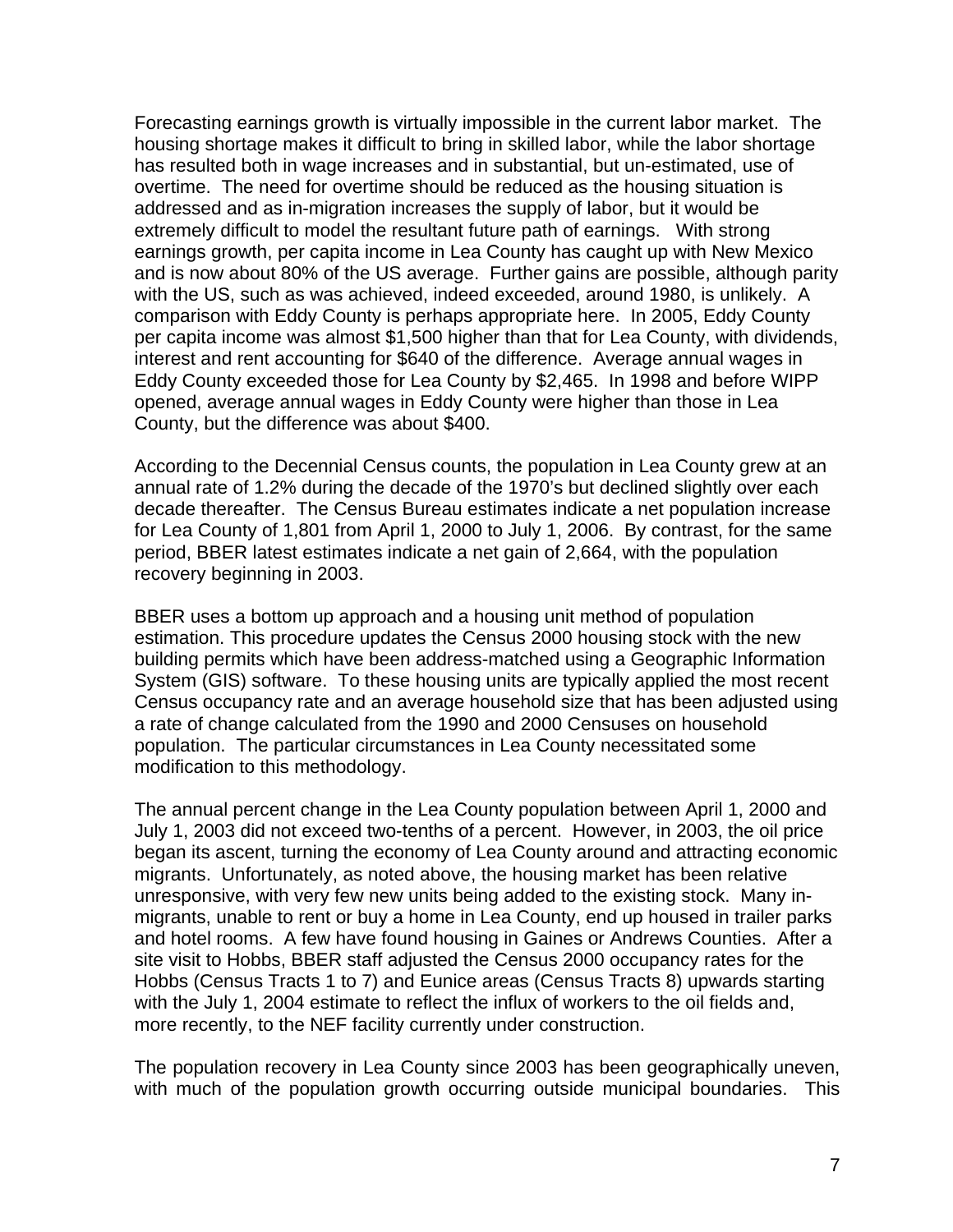Forecasting earnings growth is virtually impossible in the current labor market. The housing shortage makes it difficult to bring in skilled labor, while the labor shortage has resulted both in wage increases and in substantial, but un-estimated, use of overtime. The need for overtime should be reduced as the housing situation is addressed and as in-migration increases the supply of labor, but it would be extremely difficult to model the resultant future path of earnings. With strong earnings growth, per capita income in Lea County has caught up with New Mexico and is now about 80% of the US average. Further gains are possible, although parity with the US, such as was achieved, indeed exceeded, around 1980, is unlikely. A comparison with Eddy County is perhaps appropriate here. In 2005, Eddy County per capita income was almost $1,500 higher than that for Lea County, with dividends, interest and rent accounting for $640 of the difference. Average annual wages in Eddy County exceeded those for Lea County by $2,465. In 1998 and before WIPP opened, average annual wages in Eddy County were higher than those in Lea County, but the difference was about $400.

According to the Decennial Census counts, the population in Lea County grew at an annual rate of 1.2% during the decade of the 1970's but declined slightly over each decade thereafter. The Census Bureau estimates indicate a net population increase for Lea County of 1,801 from April 1, 2000 to July 1, 2006. By contrast, for the same period, BBER latest estimates indicate a net gain of 2,664, with the population recovery beginning in 2003.

BBER uses a bottom up approach and a housing unit method of population estimation. This procedure updates the Census 2000 housing stock with the new building permits which have been address-matched using a Geographic Information System (GIS) software. To these housing units are typically applied the most recent Census occupancy rate and an average household size that has been adjusted using a rate of change calculated from the 1990 and 2000 Censuses on household population. The particular circumstances in Lea County necessitated some modification to this methodology.

The annual percent change in the Lea County population between April 1, 2000 and July 1, 2003 did not exceed two-tenths of a percent. However, in 2003, the oil price began its ascent, turning the economy of Lea County around and attracting economic migrants. Unfortunately, as noted above, the housing market has been relative unresponsive, with very few new units being added to the existing stock. Many in-migrants, unable to rent or buy a home in Lea County, end up housed in trailer parks and hotel rooms. A few have found housing in Gaines or Andrews Counties. After a site visit to Hobbs, BBER staff adjusted the Census 2000 occupancy rates for the Hobbs (Census Tracts 1 to 7) and Eunice areas (Census Tracts 8) upwards starting with the July 1, 2004 estimate to reflect the influx of workers to the oil fields and, more recently, to the NEF facility currently under construction.

The population recovery in Lea County since 2003 has been geographically uneven, with much of the population growth occurring outside municipal boundaries. This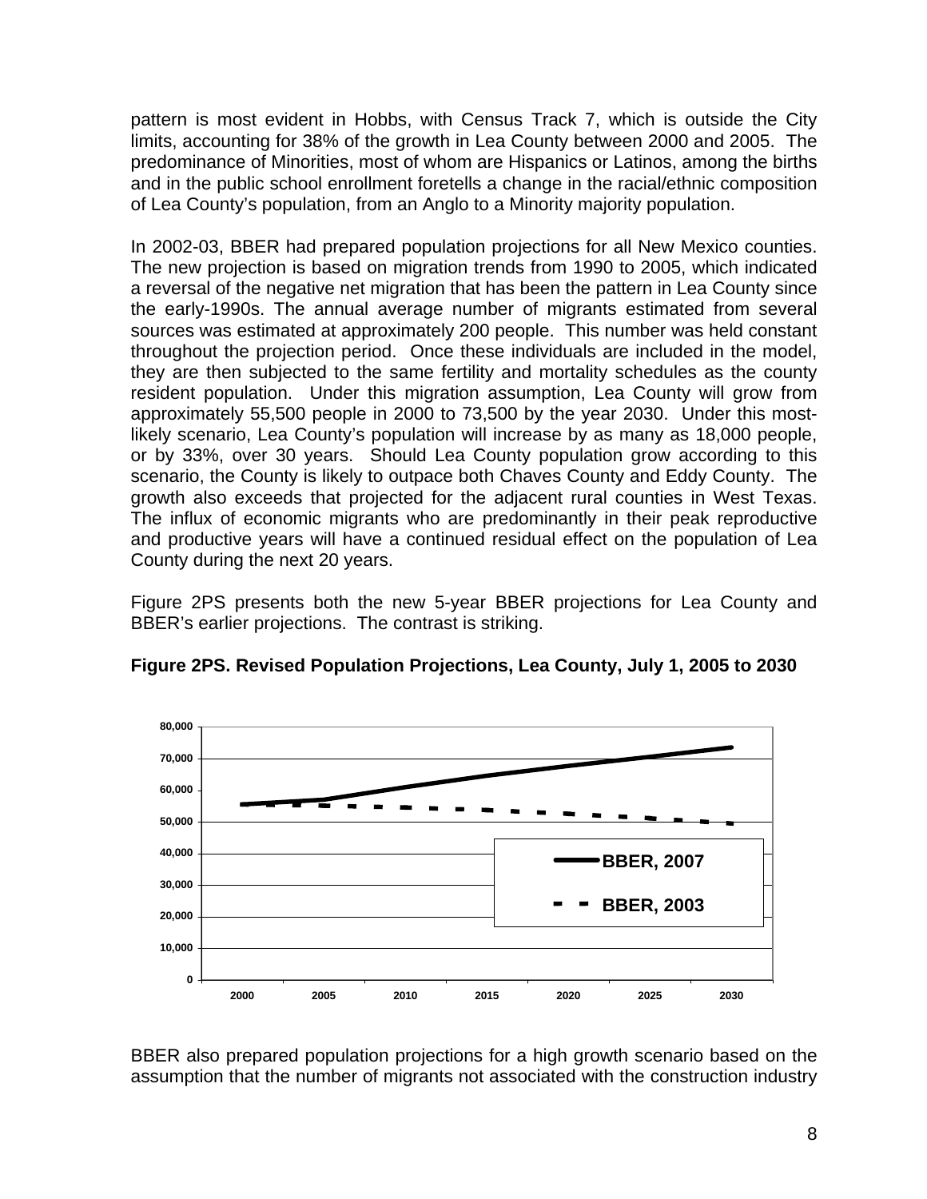pattern is most evident in Hobbs, with Census Track 7, which is outside the City limits, accounting for 38% of the growth in Lea County between 2000 and 2005. The predominance of Minorities, most of whom are Hispanics or Latinos, among the births and in the public school enrollment foretells a change in the racial/ethnic composition of Lea County's population, from an Anglo to a Minority majority population.

In 2002-03, BBER had prepared population projections for all New Mexico counties. The new projection is based on migration trends from 1990 to 2005, which indicated a reversal of the negative net migration that has been the pattern in Lea County since the early-1990s. The annual average number of migrants estimated from several sources was estimated at approximately 200 people. This number was held constant throughout the projection period. Once these individuals are included in the model, they are then subjected to the same fertility and mortality schedules as the county resident population. Under this migration assumption, Lea County will grow from approximately 55,500 people in 2000 to 73,500 by the year 2030. Under this most-likely scenario, Lea County's population will increase by as many as 18,000 people, or by 33%, over 30 years. Should Lea County population grow according to this scenario, the County is likely to outpace both Chaves County and Eddy County. The growth also exceeds that projected for the adjacent rural counties in West Texas. The influx of economic migrants who are predominantly in their peak reproductive and productive years will have a continued residual effect on the population of Lea County during the next 20 years.

Figure 2PS presents both the new 5-year BBER projections for Lea County and BBER's earlier projections. The contrast is striking.

**Figure 2PS. Revised Population Projections, Lea County, July 1, 2005 to 2030**

BBER also prepared population projections for a high growth scenario based on the assumption that the number of migrants not associated with the construction industry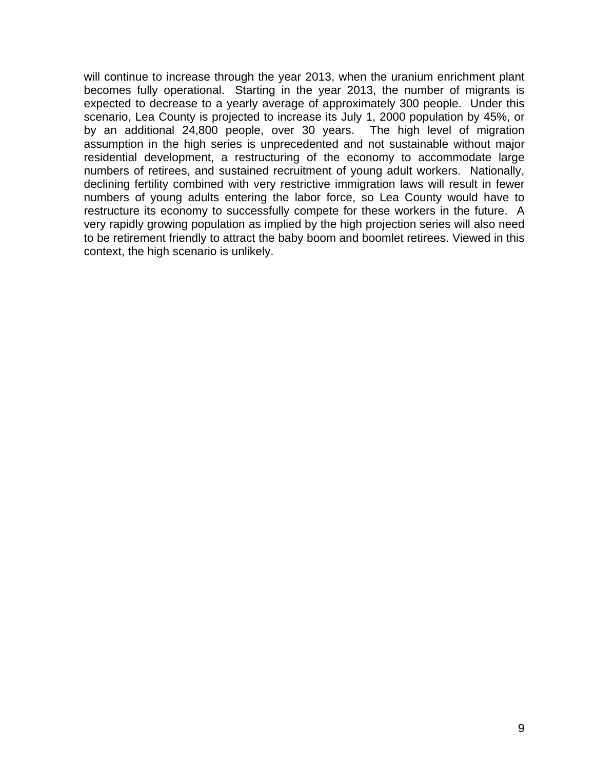will continue to increase through the year 2013, when the uranium enrichment plant becomes fully operational. Starting in the year 2013, the number of migrants is expected to decrease to a yearly average of approximately 300 people. Under this scenario, Lea County is projected to increase its July 1, 2000 population by 45%, or by an additional 24,800 people, over 30 years. The high level of migration assumption in the high series is unprecedented and not sustainable without major residential development, a restructuring of the economy to accommodate large numbers of retirees, and sustained recruitment of young adult workers. Nationally, declining fertility combined with very restrictive immigration laws will result in fewer numbers of young adults entering the labor force, so Lea County would have to restructure its economy to successfully compete for these workers in the future. A very rapidly growing population as implied by the high projection series will also need to be retirement friendly to attract the baby boom and boomlet retirees. Viewed in this context, the high scenario is unlikely.